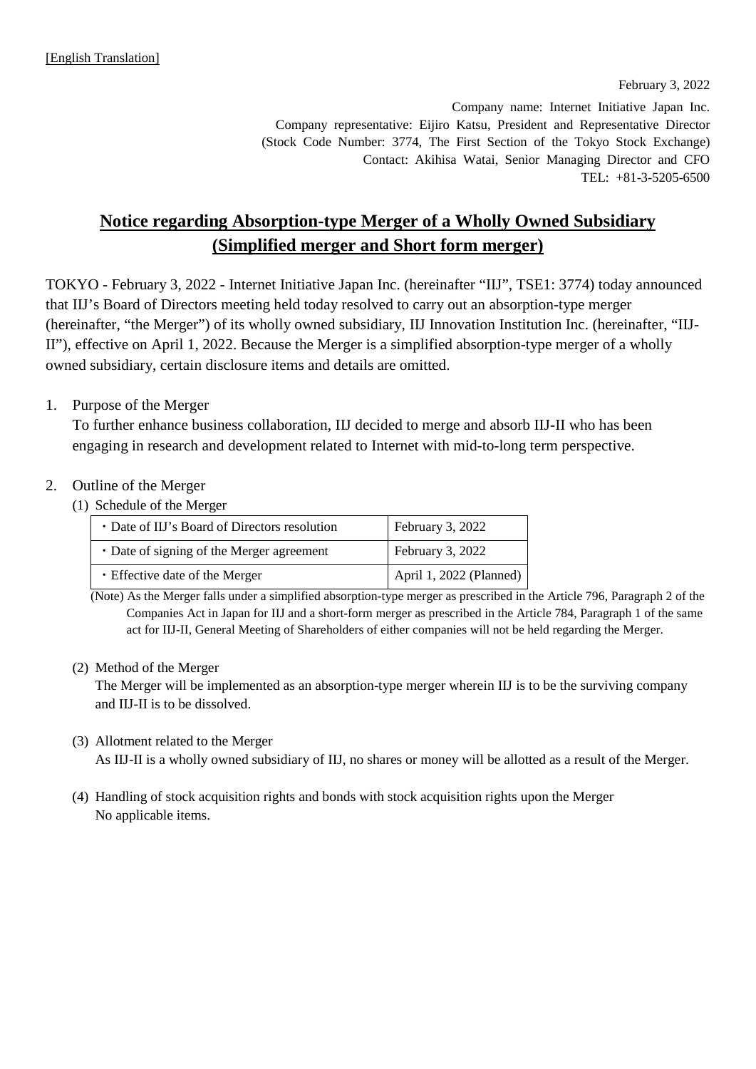[English Translation]

February 3, 2022

Company name: Internet Initiative Japan Inc.
Company representative: Eijiro Katsu, President and Representative Director
(Stock Code Number: 3774, The First Section of the Tokyo Stock Exchange)
Contact: Akihisa Watai, Senior Managing Director and CFO
TEL: +81-3-5205-6500

# Notice regarding Absorption-type Merger of a Wholly Owned Subsidiary (Simplified merger and Short form merger)

TOKYO - February 3, 2022 - Internet Initiative Japan Inc. (hereinafter "IIJ", TSE1: 3774) today announced that IIJ's Board of Directors meeting held today resolved to carry out an absorption-type merger (hereinafter, "the Merger") of its wholly owned subsidiary, IIJ Innovation Institution Inc. (hereinafter, "IIJ-II"), effective on April 1, 2022. Because the Merger is a simplified absorption-type merger of a wholly owned subsidiary, certain disclosure items and details are omitted.

1. Purpose of the Merger

   To further enhance business collaboration, IIJ decided to merge and absorb IIJ-II who has been engaging in research and development related to Internet with mid-to-long term perspective.

2. Outline of the Merger

   (1) Schedule of the Merger

| ・Date of IIJ's Board of Directors resolution | February 3, 2022 |
|---|---|
| ・Date of signing of the Merger agreement | February 3, 2022 |
| ・Effective date of the Merger | April 1, 2022 (Planned) |

(Note) As the Merger falls under a simplified absorption-type merger as prescribed in the Article 796, Paragraph 2 of the Companies Act in Japan for IIJ and a short-form merger as prescribed in the Article 784, Paragraph 1 of the same act for IIJ-II, General Meeting of Shareholders of either companies will not be held regarding the Merger.

   (2) Method of the Merger

   The Merger will be implemented as an absorption-type merger wherein IIJ is to be the surviving company and IIJ-II is to be dissolved.

   (3) Allotment related to the Merger

   As IIJ-II is a wholly owned subsidiary of IIJ, no shares or money will be allotted as a result of the Merger.

   (4) Handling of stock acquisition rights and bonds with stock acquisition rights upon the Merger

   No applicable items.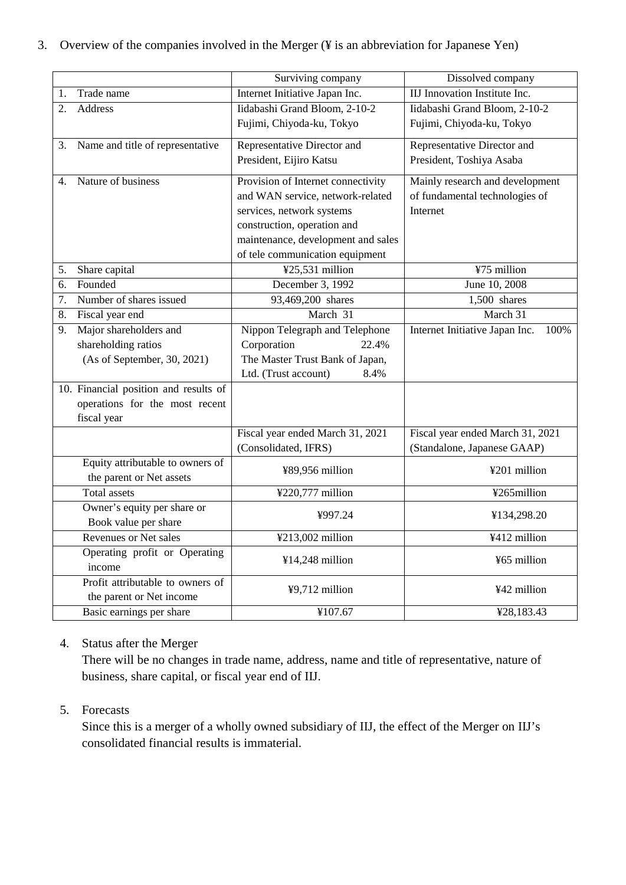3. Overview of the companies involved in the Merger (¥ is an abbreviation for Japanese Yen)

| | Surviving company | Dissolved company |
|---|---|---|
| 1. Trade name | Internet Initiative Japan Inc. | IIJ Innovation Institute Inc. |
| 2. Address | Iidabashi Grand Bloom, 2-10-2 Fujimi, Chiyoda-ku, Tokyo | Iidabashi Grand Bloom, 2-10-2 Fujimi, Chiyoda-ku, Tokyo |
| 3. Name and title of representative | Representative Director and President, Eijiro Katsu | Representative Director and President, Toshiya Asaba |
| 4. Nature of business | Provision of Internet connectivity and WAN service, network-related services, network systems construction, operation and maintenance, development and sales of tele communication equipment | Mainly research and development of fundamental technologies of Internet |
| 5. Share capital | ¥25,531 million | ¥75 million |
| 6. Founded | December 3, 1992 | June 10, 2008 |
| 7. Number of shares issued | 93,469,200 shares | 1,500 shares |
| 8. Fiscal year end | March 31 | March 31 |
| 9. Major shareholders and shareholding ratios (As of September, 30, 2021) | Nippon Telegraph and Telephone Corporation 22.4%<br>The Master Trust Bank of Japan, Ltd. (Trust account) 8.4% | Internet Initiative Japan Inc. 100% |
| 10. Financial position and results of operations for the most recent fiscal year | | |
| | Fiscal year ended March 31, 2021 (Consolidated, IFRS) | Fiscal year ended March 31, 2021 (Standalone, Japanese GAAP) |
| Equity attributable to owners of the parent or Net assets | ¥89,956 million | ¥201 million |
| Total assets | ¥220,777 million | ¥265million |
| Owner's equity per share or Book value per share | ¥997.24 | ¥134,298.20 |
| Revenues or Net sales | ¥213,002 million | ¥412 million |
| Operating profit or Operating income | ¥14,248 million | ¥65 million |
| Profit attributable to owners of the parent or Net income | ¥9,712 million | ¥42 million |
| Basic earnings per share | ¥107.67 | ¥28,183.43 |

4. Status after the Merger

   There will be no changes in trade name, address, name and title of representative, nature of business, share capital, or fiscal year end of IIJ.

5. Forecasts

   Since this is a merger of a wholly owned subsidiary of IIJ, the effect of the Merger on IIJ's consolidated financial results is immaterial.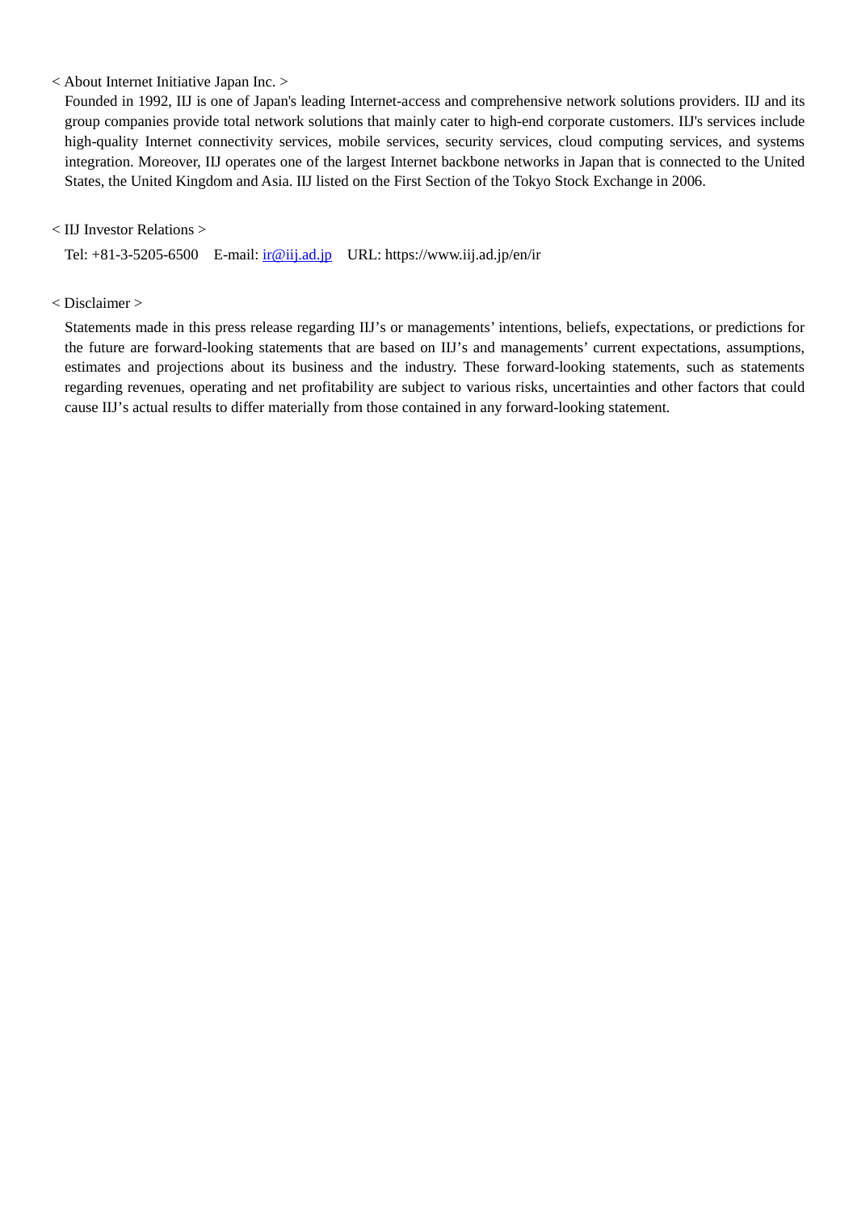< About Internet Initiative Japan Inc. >

Founded in 1992, IIJ is one of Japan's leading Internet-access and comprehensive network solutions providers. IIJ and its group companies provide total network solutions that mainly cater to high-end corporate customers. IIJ's services include high-quality Internet connectivity services, mobile services, security services, cloud computing services, and systems integration. Moreover, IIJ operates one of the largest Internet backbone networks in Japan that is connected to the United States, the United Kingdom and Asia. IIJ listed on the First Section of the Tokyo Stock Exchange in 2006.

< IIJ Investor Relations >

Tel: +81-3-5205-6500 E-mail: ir@iij.ad.jp URL: https://www.iij.ad.jp/en/ir

< Disclaimer >

Statements made in this press release regarding IIJ’s or managements’ intentions, beliefs, expectations, or predictions for the future are forward-looking statements that are based on IIJ’s and managements’ current expectations, assumptions, estimates and projections about its business and the industry. These forward-looking statements, such as statements regarding revenues, operating and net profitability are subject to various risks, uncertainties and other factors that could cause IIJ’s actual results to differ materially from those contained in any forward-looking statement.